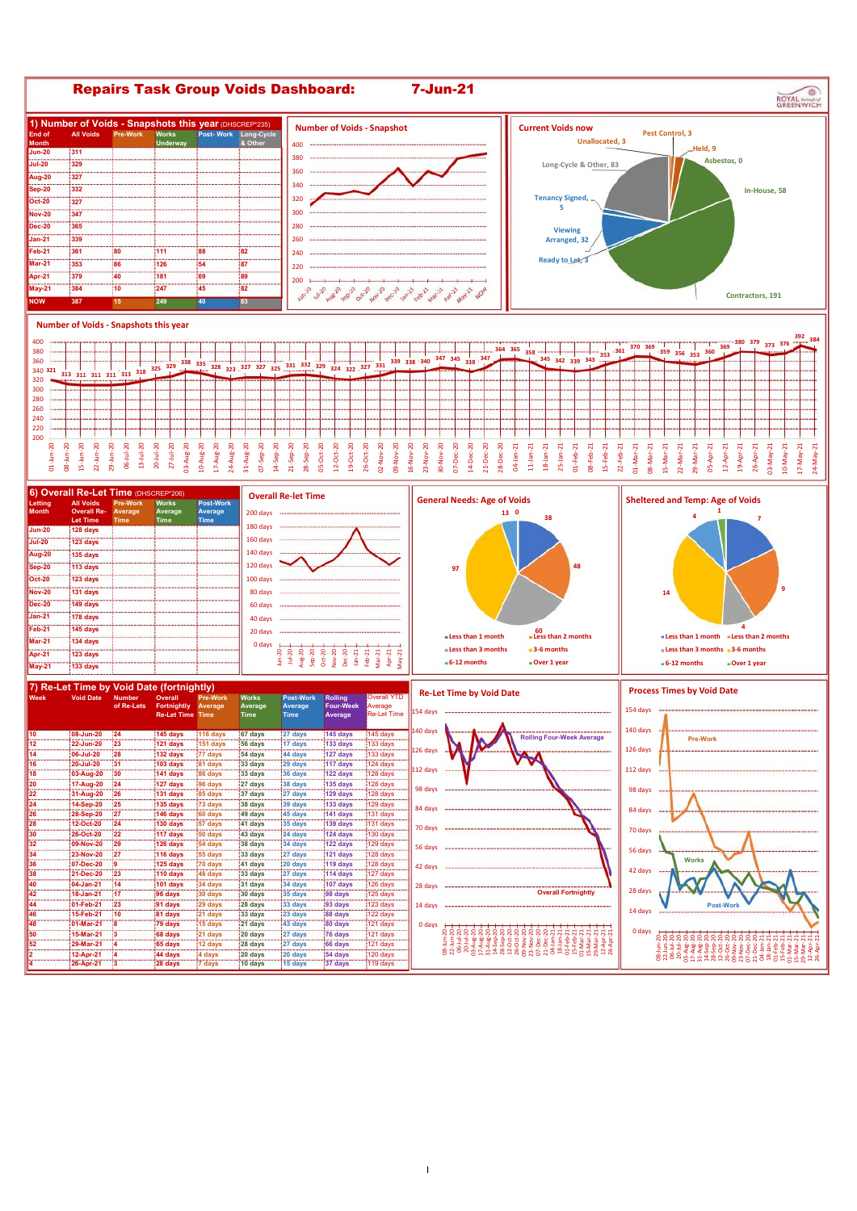# Repairs Task Group Voids Dashboard: 7-Jun-21

ROYAL borough of GREENWICH

## 1) Number of Voids - Snapshots this year (DHSCREP*235)

| End of Month | All Voids | Pre-Work | Works Underway | Post- Work | Long-Cycle & Other |
|---|---|---|---|---|---|
| Jun-20 | 311 | | | | |
| Jul-20 | 329 | | | | |
| Aug-20 | 327 | | | | |
| Sep-20 | 332 | | | | |
| Oct-20 | 327 | | | | |
| Nov-20 | 347 | | | | |
| Dec-20 | 365 | | | | |
| Jan-21 | 339 | | | | |
| Feb-21 | 361 | 80 | 111 | 88 | 82 |
| Mar-21 | 353 | 86 | 126 | 54 | 87 |
| Apr-21 | 379 | 40 | 181 | 69 | 89 |
| May-21 | 384 | 10 | 247 | 45 | 82 |
| NOW | 387 | 15 | 249 | 40 | 83 |

### Number of Voids - Snapshot

### Current Voids now

Pest Control, 3; Unallocated, 3; Held, 9; Asbestos, 0; Long-Cycle & Other, 83; In-House, 58; Tenancy Signed, 5; Viewing Arranged, 32; Ready to Let, 3; Contractors, 191

### Number of Voids - Snapshots this year

## 6) Overall Re-Let Time (DHSCREP*206)

| Letting Month | All Voids Overall Re-Let Time | Pre-Work Average Time | Works Average Time | Post-Work Average Time |
|---|---|---|---|---|
| Jun-20 | 128 days | | | |
| Jul-20 | 123 days | | | |
| Aug-20 | 135 days | | | |
| Sep-20 | 113 days | | | |
| Oct-20 | 123 days | | | |
| Nov-20 | 131 days | | | |
| Dec-20 | 149 days | | | |
| Jan-21 | 178 days | | | |
| Feb-21 | 145 days | | | |
| Mar-21 | 134 days | | | |
| Apr-21 | 123 days | | | |
| May-21 | 133 days | | | |

### Overall Re-let Time

### General Needs: Age of Voids

Less than 1 month; Less than 2 months; Less than 3 months; 3-6 months; 6-12 months; Over 1 year

### Sheltered and Temp: Age of Voids

Less than 1 month; Less than 2 months; Less than 3 months; 3-6 months; 6-12 months; Over 1 year

## 7) Re-Let Time by Void Date (fortnightly)

| Week | Void Date | Number of Re-Lets | Overall Fortnightly Re-Let Time | Pre-Work Average Time | Works Average Time | Post-Work Average Time | Rolling Four-Week Average | Overall YTD Average Re-Let Time |
|---|---|---|---|---|---|---|---|---|
| 10 | 08-Jun-20 | 24 | 145 days | 116 days | 67 days | 27 days | 145 days | 145 days |
| 12 | 22-Jun-20 | 23 | 121 days | 151 days | 56 days | 17 days | 133 days | 133 days |
| 14 | 06-Jul-20 | 28 | 132 days | 77 days | 54 days | 44 days | 127 days | 133 days |
| 16 | 20-Jul-20 | 31 | 103 days | 81 days | 33 days | 29 days | 117 days | 124 days |
| 18 | 03-Aug-20 | 30 | 141 days | 86 days | 33 days | 36 days | 122 days | 128 days |
| 20 | 17-Aug-20 | 24 | 127 days | 96 days | 27 days | 38 days | 135 days | 128 days |
| 22 | 31-Aug-20 | 26 | 131 days | 85 days | 37 days | 27 days | 129 days | 128 days |
| 24 | 14-Sep-20 | 25 | 135 days | 73 days | 38 days | 39 days | 133 days | 129 days |
| 26 | 28-Sep-20 | 27 | 146 days | 60 days | 49 days | 45 days | 141 days | 131 days |
| 28 | 12-Oct-20 | 24 | 130 days | 57 days | 41 days | 35 days | 139 days | 131 days |
| 30 | 26-Oct-20 | 22 | 117 days | 50 days | 43 days | 24 days | 124 days | 130 days |
| 32 | 09-Nov-20 | 29 | 126 days | 54 days | 38 days | 34 days | 122 days | 129 days |
| 34 | 23-Nov-20 | 27 | 116 days | 55 days | 33 days | 27 days | 121 days | 128 days |
| 36 | 07-Dec-20 | 9 | 125 days | 70 days | 41 days | 20 days | 119 days | 128 days |
| 38 | 21-Dec-20 | 23 | 110 days | 48 days | 33 days | 27 days | 114 days | 127 days |
| 40 | 04-Jan-21 | 14 | 101 days | 34 days | 31 days | 34 days | 107 days | 126 days |
| 42 | 18-Jan-21 | 17 | 96 days | 30 days | 30 days | 35 days | 98 days | 125 days |
| 44 | 01-Feb-21 | 23 | 91 days | 29 days | 28 days | 33 days | 93 days | 123 days |
| 46 | 15-Feb-21 | 10 | 81 days | 21 days | 33 days | 23 days | 88 days | 122 days |
| 48 | 01-Mar-21 | 8 | 79 days | 15 days | 21 days | 43 days | 80 days | 121 days |
| 50 | 15-Mar-21 | 3 | 68 days | 21 days | 20 days | 27 days | 76 days | 121 days |
| 52 | 29-Mar-21 | 4 | 65 days | 12 days | 28 days | 27 days | 66 days | 121 days |
| 2 | 12-Apr-21 | 4 | 44 days | 4 days | 20 days | 20 days | 54 days | 120 days |
| 4 | 26-Apr-21 | 3 | 28 days | 7 days | 10 days | 15 days | 37 days | 119 days |

### Re-Let Time by Void Date

### Process Times by Void Date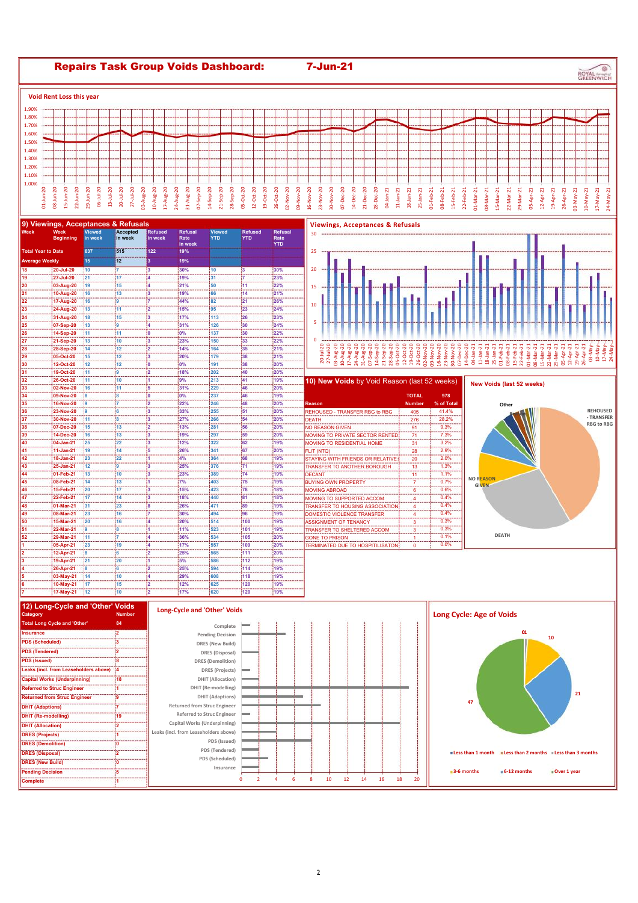# Repairs Task Group Voids Dashboard: 7-Jun-21

ROYAL GREENWICH

## Void Rent Loss this year

1.90%
1.80%
1.70%
1.60%
1.50%
1.40%
1.30%
1.20%
1.10%
1.00%

01-Jun-20, 08-Jun-20, 15-Jun-20, 22-Jun-20, 29-Jun-20, 06-Jul-20, 13-Jul-20, 20-Jul-20, 27-Jul-20, 03-Aug-20, 10-Aug-20, 17-Aug-20, 24-Aug-20, 31-Aug-20, 07-Sep-20, 14-Sep-20, 21-Sep-20, 28-Sep-20, 05-Oct-20, 12-Oct-20, 19-Oct-20, 26-Oct-20, 02-Nov-20, 09-Nov-20, 16-Nov-20, 23-Nov-20, 30-Nov-20, 07-Dec-20, 14-Dec-20, 21-Dec-20, 28-Dec-20, 04-Jan-21, 11-Jan-21, 18-Jan-21, 25-Jan-21, 01-Feb-21, 08-Feb-21, 15-Feb-21, 22-Feb-21, 01-Mar-21, 08-Mar-21, 15-Mar-21, 22-Mar-21, 29-Mar-21, 05-Apr-21, 12-Apr-21, 19-Apr-21, 26-Apr-21, 03-May-21, 10-May-21, 17-May-21, 24-May-21

## 9) Viewings, Acceptances & Refusals

| Week | Week Beginning | Viewed in week | Accepted in week | Refused in week | Refusal Rate in week | Viewed YTD | Refused YTD | Refusal Rate YTD |
|---|---|---|---|---|---|---|---|---|
| Total Year to Date | | 637 | 515 | 122 | 19% | | | |
| Average Weekly | | 15 | 12 | 3 | 19% | | | |
| 18 | 20-Jul-20 | 10 | 7 | 3 | 30% | 10 | 3 | 30% |
| 19 | 27-Jul-20 | 21 | 17 | 4 | 19% | 31 | 7 | 23% |
| 20 | 03-Aug-20 | 19 | 15 | 4 | 21% | 50 | 11 | 22% |
| 21 | 10-Aug-20 | 16 | 13 | 3 | 19% | 66 | 14 | 21% |
| 22 | 17-Aug-20 | 16 | 9 | 7 | 44% | 82 | 21 | 26% |
| 23 | 24-Aug-20 | 13 | 11 | 2 | 15% | 95 | 23 | 24% |
| 24 | 31-Aug-20 | 18 | 15 | 3 | 17% | 113 | 26 | 23% |
| 25 | 07-Sep-20 | 13 | 9 | 4 | 31% | 126 | 30 | 24% |
| 26 | 14-Sep-20 | 11 | 11 | 0 | 0% | 137 | 30 | 22% |
| 27 | 21-Sep-20 | 13 | 10 | 3 | 23% | 150 | 33 | 22% |
| 28 | 28-Sep-20 | 14 | 12 | 2 | 14% | 164 | 35 | 21% |
| 29 | 05-Oct-20 | 15 | 12 | 3 | 20% | 179 | 38 | 21% |
| 30 | 12-Oct-20 | 12 | 12 | 0 | 0% | 191 | 38 | 20% |
| 31 | 19-Oct-20 | 11 | 9 | 2 | 18% | 202 | 40 | 20% |
| 32 | 26-Oct-20 | 11 | 10 | 1 | 9% | 213 | 41 | 19% |
| 33 | 02-Nov-20 | 16 | 11 | 5 | 31% | 229 | 46 | 20% |
| 34 | 09-Nov-20 | 8 | 8 | 0 | 0% | 237 | 46 | 19% |
| 35 | 16-Nov-20 | 9 | 7 | 2 | 22% | 246 | 48 | 20% |
| 36 | 23-Nov-20 | 9 | 6 | 3 | 33% | 255 | 51 | 20% |
| 37 | 30-Nov-20 | 11 | 8 | 3 | 27% | 266 | 54 | 20% |
| 38 | 07-Dec-20 | 15 | 13 | 2 | 13% | 281 | 56 | 20% |
| 39 | 14-Dec-20 | 16 | 13 | 3 | 19% | 297 | 59 | 20% |
| 40 | 04-Jan-21 | 25 | 22 | 3 | 12% | 322 | 62 | 19% |
| 41 | 11-Jan-21 | 19 | 14 | 5 | 26% | 341 | 67 | 20% |
| 42 | 18-Jan-21 | 23 | 22 | 1 | 4% | 364 | 68 | 19% |
| 43 | 25-Jan-21 | 12 | 9 | 3 | 25% | 376 | 71 | 19% |
| 44 | 01-Feb-21 | 13 | 10 | 3 | 23% | 389 | 74 | 19% |
| 45 | 08-Feb-21 | 14 | 13 | 1 | 7% | 403 | 75 | 19% |
| 46 | 15-Feb-21 | 20 | 17 | 3 | 15% | 423 | 78 | 18% |
| 47 | 22-Feb-21 | 17 | 14 | 3 | 18% | 440 | 81 | 18% |
| 48 | 01-Mar-21 | 31 | 23 | 8 | 26% | 471 | 89 | 19% |
| 49 | 08-Mar-21 | 23 | 16 | 7 | 30% | 494 | 96 | 19% |
| 50 | 15-Mar-21 | 20 | 16 | 4 | 20% | 514 | 100 | 19% |
| 51 | 22-Mar-21 | 9 | 8 | 1 | 11% | 523 | 101 | 19% |
| 52 | 29-Mar-21 | 11 | 7 | 4 | 36% | 534 | 105 | 20% |
| 1 | 05-Apr-21 | 23 | 19 | 4 | 17% | 557 | 109 | 20% |
| 2 | 12-Apr-21 | 8 | 6 | 2 | 25% | 565 | 111 | 20% |
| 3 | 19-Apr-21 | 21 | 20 | 1 | 5% | 586 | 112 | 19% |
| 4 | 26-Apr-21 | 8 | 6 | 2 | 25% | 594 | 114 | 19% |
| 5 | 03-May-21 | 14 | 10 | 4 | 29% | 608 | 118 | 19% |
| 6 | 10-May-21 | 17 | 15 | 2 | 12% | 625 | 120 | 19% |
| 7 | 17-May-21 | 12 | 10 | 2 | 17% | 620 | 120 | 19% |

## Viewings, Acceptances & Refusals

30
25
20
15
10
5
0

20-Jul-20, 27-Jul-20, 03-Aug-20, 10-Aug-20, 17-Aug-20, 24-Aug-20, 31-Aug-20, 07-Sep-20, 14-Sep-20, 21-Sep-20, 28-Sep-20, 05-Oct-20, 12-Oct-20, 19-Oct-20, 26-Oct-20, 02-Nov-20, 09-Nov-20, 16-Nov-20, 23-Nov-20, 30-Nov-20, 07-Dec-20, 14-Dec-20, 04-Jan-21, 11-Jan-21, 18-Jan-21, 25-Jan-21, 01-Feb-21, 08-Feb-21, 15-Feb-21, 22-Feb-21, 01-Mar-21, 08-Mar-21, 15-Mar-21, 22-Mar-21, 29-Mar-21, 05-Apr-21, 12-Apr-21, 19-Apr-21, 26-Apr-21, 03-May-21, 10-May-21, 17-May-21, 24-May-21

## 10) New Voids by Void Reason (last 52 weeks)

| Reason | TOTAL Number | 978 % of Total |
|---|---|---|
| REHOUSED - TRANSFER RBG to RBG | 405 | 41.4% |
| DEATH | 276 | 28.2% |
| NO REASON GIVEN | 91 | 9.3% |
| MOVING TO PRIVATE SECTOR RENTED | 71 | 7.3% |
| MOVING TO RESIDENTIAL HOME | 31 | 3.2% |
| FLIT (NTQ) | 28 | 2.9% |
| STAYING WITH FRIENDS OR RELATIVE | 20 | 2.0% |
| TRANSFER TO ANOTHER BOROUGH | 13 | 1.3% |
| DECANT | 11 | 1.1% |
| BUYING OWN PROPERTY | 7 | 0.7% |
| MOVING ABROAD | 6 | 0.6% |
| MOVING TO SUPPORTED ACCOM | 4 | 0.4% |
| TRANSFER TO HOUSING ASSOCIATION | 4 | 0.4% |
| DOMESTIC VIOLENCE TRANSFER | 4 | 0.4% |
| ASSIGNMENT OF TENANCY | 3 | 0.3% |
| TRANSFER TO SHELTERED ACCOM | 3 | 0.3% |
| GONE TO PRISON | 1 | 0.1% |
| TERMINATED DUE TO HOSPITILISATON | 0 | 0.0% |

## New Voids (last 52 weeks)

Other
REHOUSED - TRANSFER RBG to RBG
NO REASON GIVEN
DEATH

## 12) Long-Cycle and 'Other' Voids

| Category | Number |
|---|---|
| Total Long Cycle and 'Other' | 84 |
| Insurance | 2 |
| PDS (Scheduled) | 3 |
| PDS (Tendered) | 2 |
| PDS (Issued) | 8 |
| Leaks (incl. from Leaseholders above) | 4 |
| Capital Works (Underpinning) | 18 |
| Referred to Struc Engineer | 1 |
| Returned from Struc Engineer | 9 |
| DHIT (Adaptions) | 7 |
| DHIT (Re-modelling) | 19 |
| DHIT (Allocation) | 2 |
| DRES (Projects) | 1 |
| DRES (Demolition) | 0 |
| DRES (Disposal) | 2 |
| DRES (New Build) | 0 |
| Pending Decision | 5 |
| Complete | 1 |

## Long-Cycle and 'Other' Voids

Complete
Pending Decision
DRES (New Build)
DRES (Disposal)
DRES (Demolition)
DRES (Projects)
DHIT (Allocation)
DHIT (Re-modelling)
DHIT (Adaptions)
Returned from Struc Engineer
Referred to Struc Engineer
Capital Works (Underpinning)
Leaks (incl. from Leaseholders above)
PDS (Issued)
PDS (Tendered)
PDS (Scheduled)
Insurance

0 2 4 6 8 10 12 14 16 18 20

## Long Cycle: Age of Voids

0 1
10
21
47

Less than 1 month, Less than 2 months, Less than 3 months, 3-6 months, 6-12 months, Over 1 year